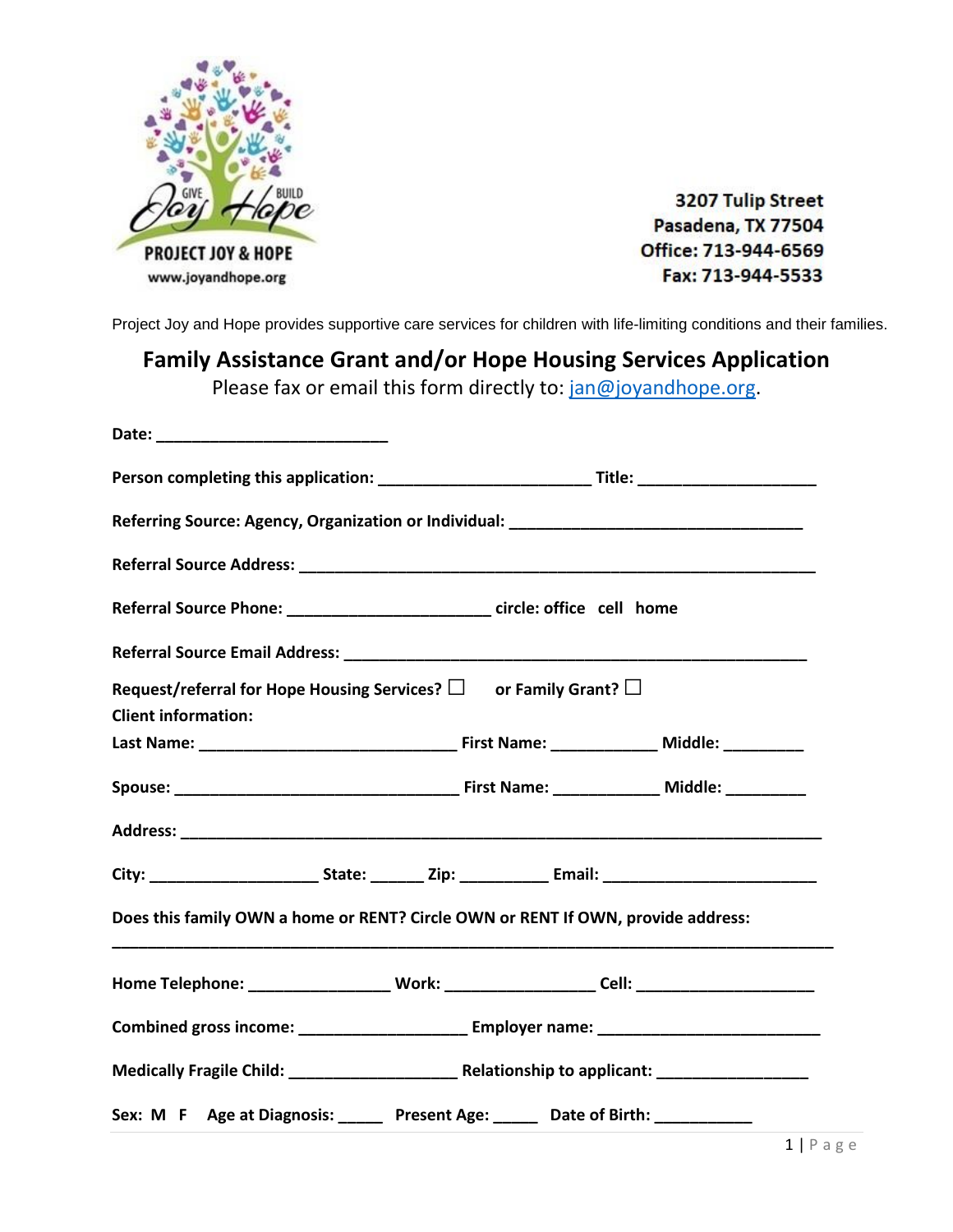GIVE Joy BUILD Hope

PROJECT JOY & HOPE

www.joyandhope.org

3207 Tulip Street
Pasadena, TX 77504
Office: 713-944-6569
Fax: 713-944-5533

Project Joy and Hope provides supportive care services for children with life-limiting conditions and their families.

## Family Assistance Grant and/or Hope Housing Services Application

Please fax or email this form directly to: jan@joyandhope.org.

**Date:** ___________________________

**Person completing this application:** ________________________ **Title:** ____________________

**Referring Source: Agency, Organization or Individual:** _________________________________

**Referral Source Address:** ___________________________________________________________

**Referral Source Phone:** ______________________ **circle: office cell home**

**Referral Source Email Address:** ____________________________________________________

**Request/referral for Hope Housing Services?** ☐ **or Family Grant?** ☐

**Client information:**

**Last Name:** _____________________________ **First Name:** ____________ **Middle:** _________

**Spouse:** ________________________________ **First Name:** ____________ **Middle:** _________

**Address:** _________________________________________________________________________

**City:** ___________________ **State:** ______ **Zip:** __________ **Email:** ________________________

**Does this family OWN a home or RENT? Circle OWN or RENT If OWN, provide address:**

_________________________________________________________________________________

**Home Telephone:** ________________ **Work:** _________________ **Cell:** ____________________

**Combined gross income:** ___________________ **Employer name:** _________________________

**Medically Fragile Child:** ___________________ **Relationship to applicant:** _________________

**Sex: M F Age at Diagnosis:** _____ **Present Age:** _____ **Date of Birth:** ___________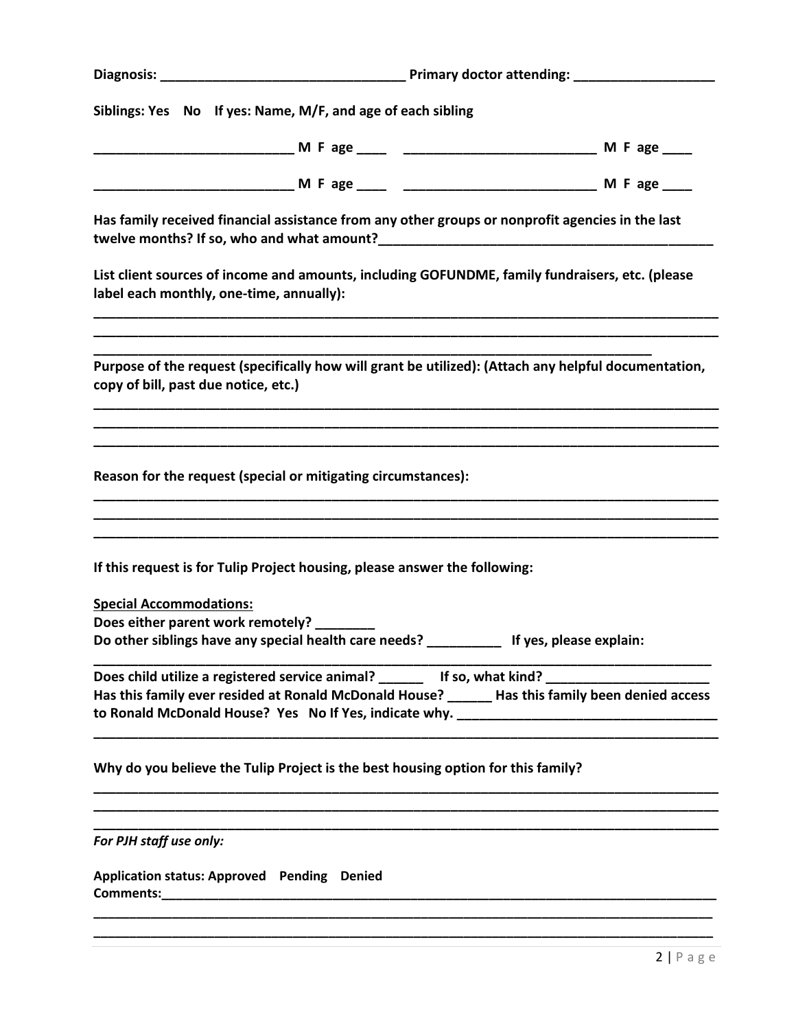**Diagnosis: _________________________________ Primary doctor attending: ___________________**

**Siblings: Yes No If yes: Name, M/F, and age of each sibling**

**__________________________ M F age ____ __________________________ M F age ____**

**__________________________ M F age ____ __________________________ M F age ____**

**Has family received financial assistance from any other groups or nonprofit agencies in the last twelve months? If so, who and what amount?_______________________________________________**

**List client sources of income and amounts, including GOFUNDME, family fundraisers, etc. (please label each monthly, one-time, annually):**

**_______________________________________________________________________________________**

**_______________________________________________________________________________________**

**_______________________________________________________________________________**

**Purpose of the request (specifically how will grant be utilized): (Attach any helpful documentation, copy of bill, past due notice, etc.)**

**_______________________________________________________________________________________**

**_______________________________________________________________________________________**

**_______________________________________________________________________________________**

**Reason for the request (special or mitigating circumstances):**

**_______________________________________________________________________________________**

**_______________________________________________________________________________________**

**_______________________________________________________________________________________**

**If this request is for Tulip Project housing, please answer the following:**

**<u>Special Accommodations:</u>**

**Does either parent work remotely? ________**

**Do other siblings have any special health care needs? __________ If yes, please explain:**

**_______________________________________________________________________________________**

**Does child utilize a registered service animal? ______ If so, what kind? ______________________**

**Has this family ever resided at Ronald McDonald House? ______ Has this family been denied access to Ronald McDonald House? Yes No If Yes, indicate why. ___________________________________**

**_______________________________________________________________________________________**

**Why do you believe the Tulip Project is the best housing option for this family?**

**_______________________________________________________________________________________**

**_______________________________________________________________________________________**

**_______________________________________________________________________________________**

***For PJH staff use only:***

**Application status: Approved Pending Denied**

**Comments:_____________________________________________________________________________**

**_______________________________________________________________________________________**

**_______________________________________________________________________________________**